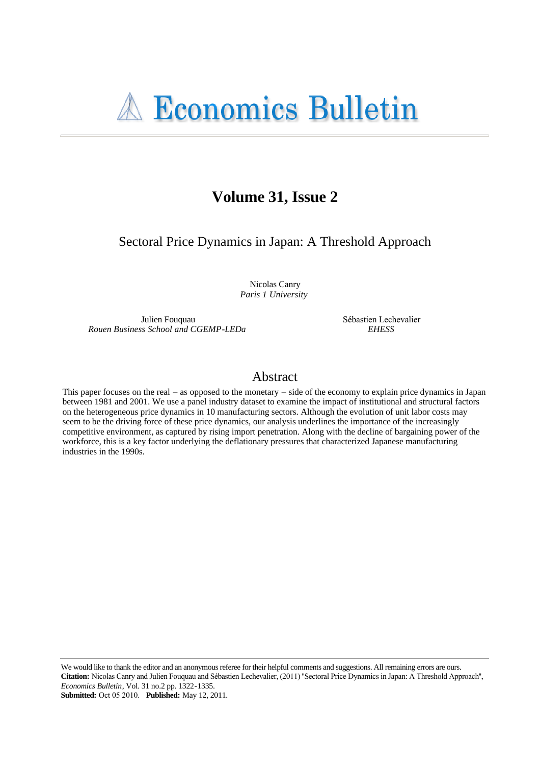# Economics Bulletin

## Volume 31, Issue 2

### Sectoral Price Dynamics in Japan: A Threshold Approach

Nicolas Canry
*Paris 1 University*

Julien Fouquau
*Rouen Business School and CGEMP-LEDa*

Sébastien Lechevalier
*EHESS*

## Abstract

This paper focuses on the real – as opposed to the monetary – side of the economy to explain price dynamics in Japan between 1981 and 2001. We use a panel industry dataset to examine the impact of institutional and structural factors on the heterogeneous price dynamics in 10 manufacturing sectors. Although the evolution of unit labor costs may seem to be the driving force of these price dynamics, our analysis underlines the importance of the increasingly competitive environment, as captured by rising import penetration. Along with the decline of bargaining power of the workforce, this is a key factor underlying the deflationary pressures that characterized Japanese manufacturing industries in the 1990s.

---

We would like to thank the editor and an anonymous referee for their helpful comments and suggestions. All remaining errors are ours.
**Citation:** Nicolas Canry and Julien Fouquau and Sébastien Lechevalier, (2011) "Sectoral Price Dynamics in Japan: A Threshold Approach", *Economics Bulletin*, Vol. 31 no.2 pp. 1322-1335.
**Submitted:** Oct 05 2010. **Published:** May 12, 2011.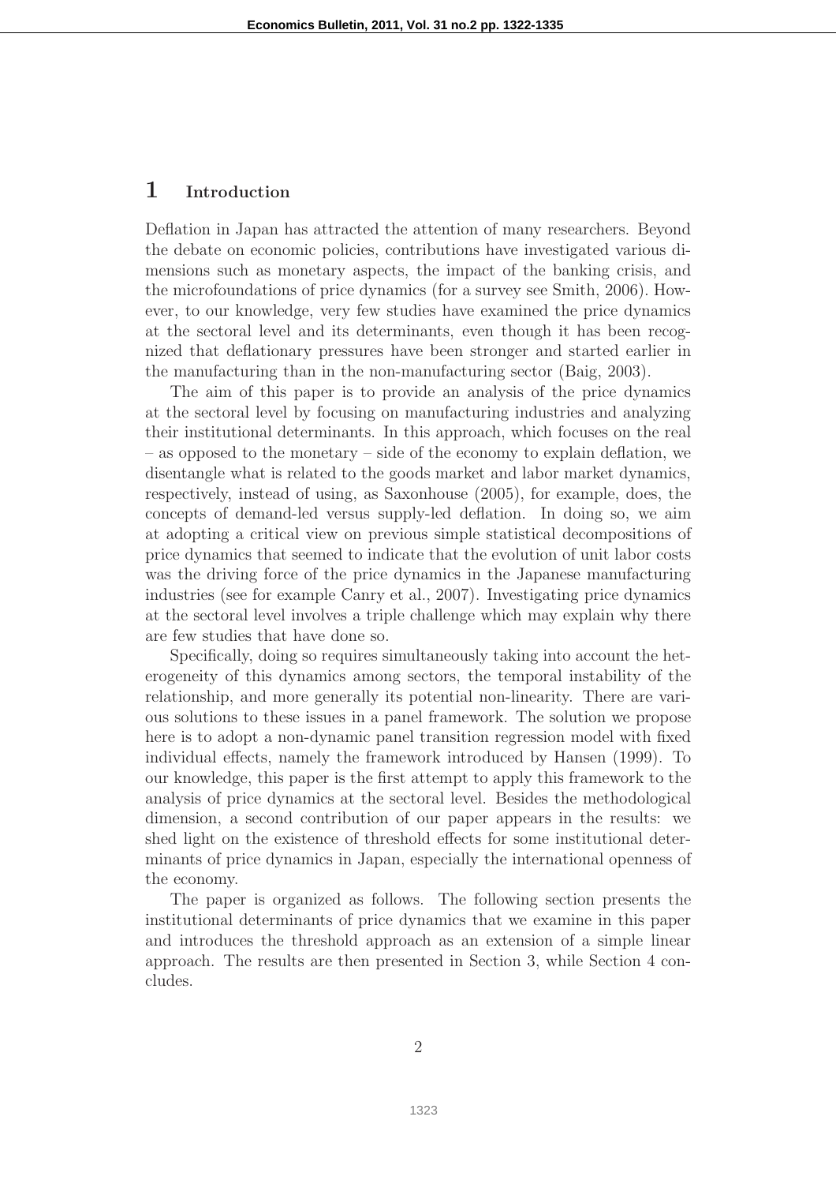# 1 Introduction

Deflation in Japan has attracted the attention of many researchers. Beyond the debate on economic policies, contributions have investigated various dimensions such as monetary aspects, the impact of the banking crisis, and the microfoundations of price dynamics (for a survey see Smith, 2006). However, to our knowledge, very few studies have examined the price dynamics at the sectoral level and its determinants, even though it has been recognized that deflationary pressures have been stronger and started earlier in the manufacturing than in the non-manufacturing sector (Baig, 2003).

The aim of this paper is to provide an analysis of the price dynamics at the sectoral level by focusing on manufacturing industries and analyzing their institutional determinants. In this approach, which focuses on the real – as opposed to the monetary – side of the economy to explain deflation, we disentangle what is related to the goods market and labor market dynamics, respectively, instead of using, as Saxonhouse (2005), for example, does, the concepts of demand-led versus supply-led deflation. In doing so, we aim at adopting a critical view on previous simple statistical decompositions of price dynamics that seemed to indicate that the evolution of unit labor costs was the driving force of the price dynamics in the Japanese manufacturing industries (see for example Canry et al., 2007). Investigating price dynamics at the sectoral level involves a triple challenge which may explain why there are few studies that have done so.

Specifically, doing so requires simultaneously taking into account the heterogeneity of this dynamics among sectors, the temporal instability of the relationship, and more generally its potential non-linearity. There are various solutions to these issues in a panel framework. The solution we propose here is to adopt a non-dynamic panel transition regression model with fixed individual effects, namely the framework introduced by Hansen (1999). To our knowledge, this paper is the first attempt to apply this framework to the analysis of price dynamics at the sectoral level. Besides the methodological dimension, a second contribution of our paper appears in the results: we shed light on the existence of threshold effects for some institutional determinants of price dynamics in Japan, especially the international openness of the economy.

The paper is organized as follows. The following section presents the institutional determinants of price dynamics that we examine in this paper and introduces the threshold approach as an extension of a simple linear approach. The results are then presented in Section 3, while Section 4 concludes.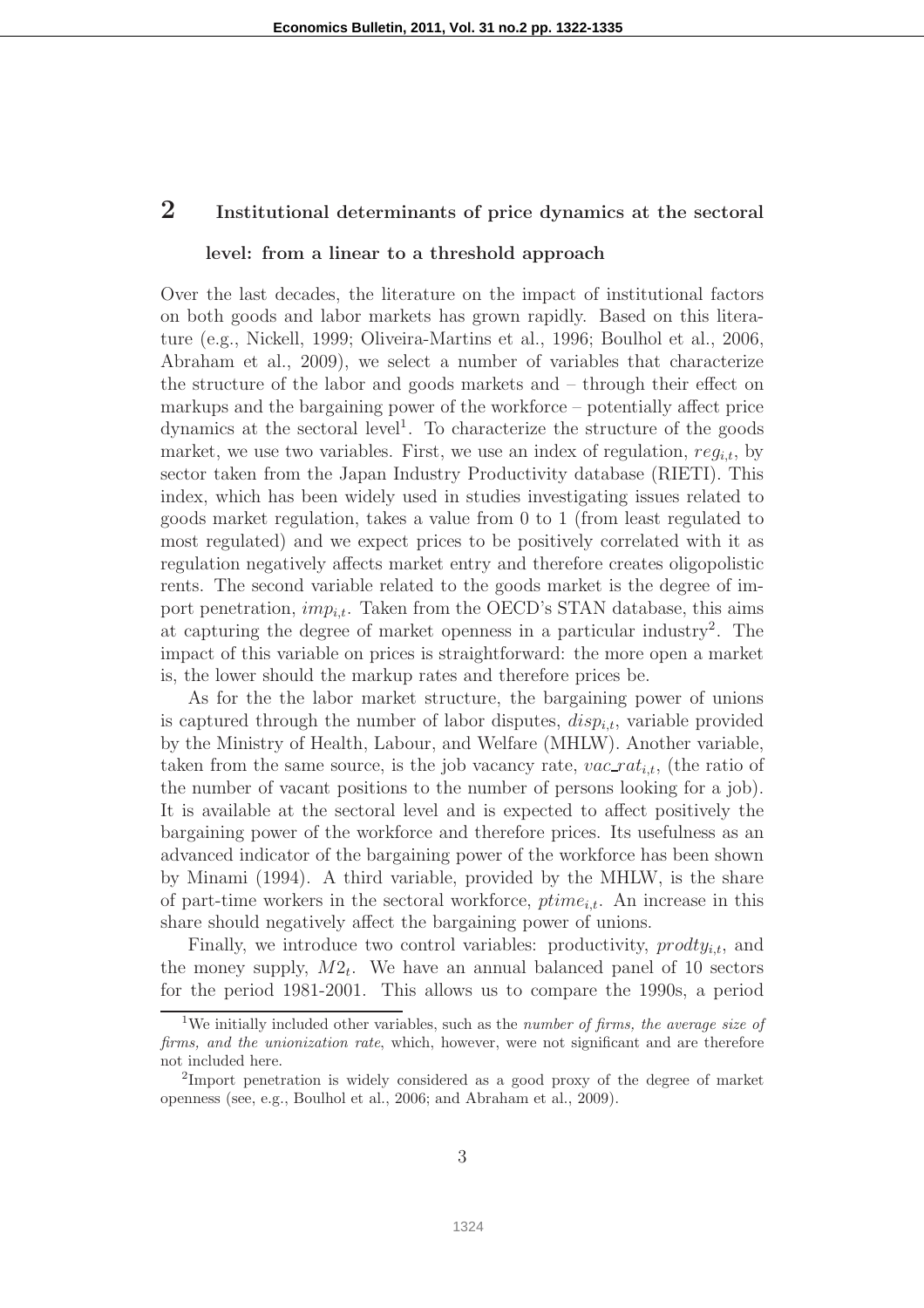## 2 Institutional determinants of price dynamics at the sectoral level: from a linear to a threshold approach

Over the last decades, the literature on the impact of institutional factors on both goods and labor markets has grown rapidly. Based on this literature (e.g., Nickell, 1999; Oliveira-Martins et al., 1996; Boulhol et al., 2006, Abraham et al., 2009), we select a number of variables that characterize the structure of the labor and goods markets and – through their effect on markups and the bargaining power of the workforce – potentially affect price dynamics at the sectoral level[1]. To characterize the structure of the goods market, we use two variables. First, we use an index of regulation, $reg_{i,t}$, by sector taken from the Japan Industry Productivity database (RIETI). This index, which has been widely used in studies investigating issues related to goods market regulation, takes a value from 0 to 1 (from least regulated to most regulated) and we expect prices to be positively correlated with it as regulation negatively affects market entry and therefore creates oligopolistic rents. The second variable related to the goods market is the degree of import penetration, $imp_{i,t}$. Taken from the OECD's STAN database, this aims at capturing the degree of market openness in a particular industry[2]. The impact of this variable on prices is straightforward: the more open a market is, the lower should the markup rates and therefore prices be.

As for the the labor market structure, the bargaining power of unions is captured through the number of labor disputes, $disp_{i,t}$, variable provided by the Ministry of Health, Labour, and Welfare (MHLW). Another variable, taken from the same source, is the job vacancy rate, $vac\_rat_{i,t}$, (the ratio of the number of vacant positions to the number of persons looking for a job). It is available at the sectoral level and is expected to affect positively the bargaining power of the workforce and therefore prices. Its usefulness as an advanced indicator of the bargaining power of the workforce has been shown by Minami (1994). A third variable, provided by the MHLW, is the share of part-time workers in the sectoral workforce, $ptime_{i,t}$. An increase in this share should negatively affect the bargaining power of unions.

Finally, we introduce two control variables: productivity, $prodty_{i,t}$, and the money supply, $M2_t$. We have an annual balanced panel of 10 sectors for the period 1981-2001. This allows us to compare the 1990s, a period

[1] We initially included other variables, such as the *number of firms, the average size of firms, and the unionization rate*, which, however, were not significant and are therefore not included here.

[2] Import penetration is widely considered as a good proxy of the degree of market openness (see, e.g., Boulhol et al., 2006; and Abraham et al., 2009).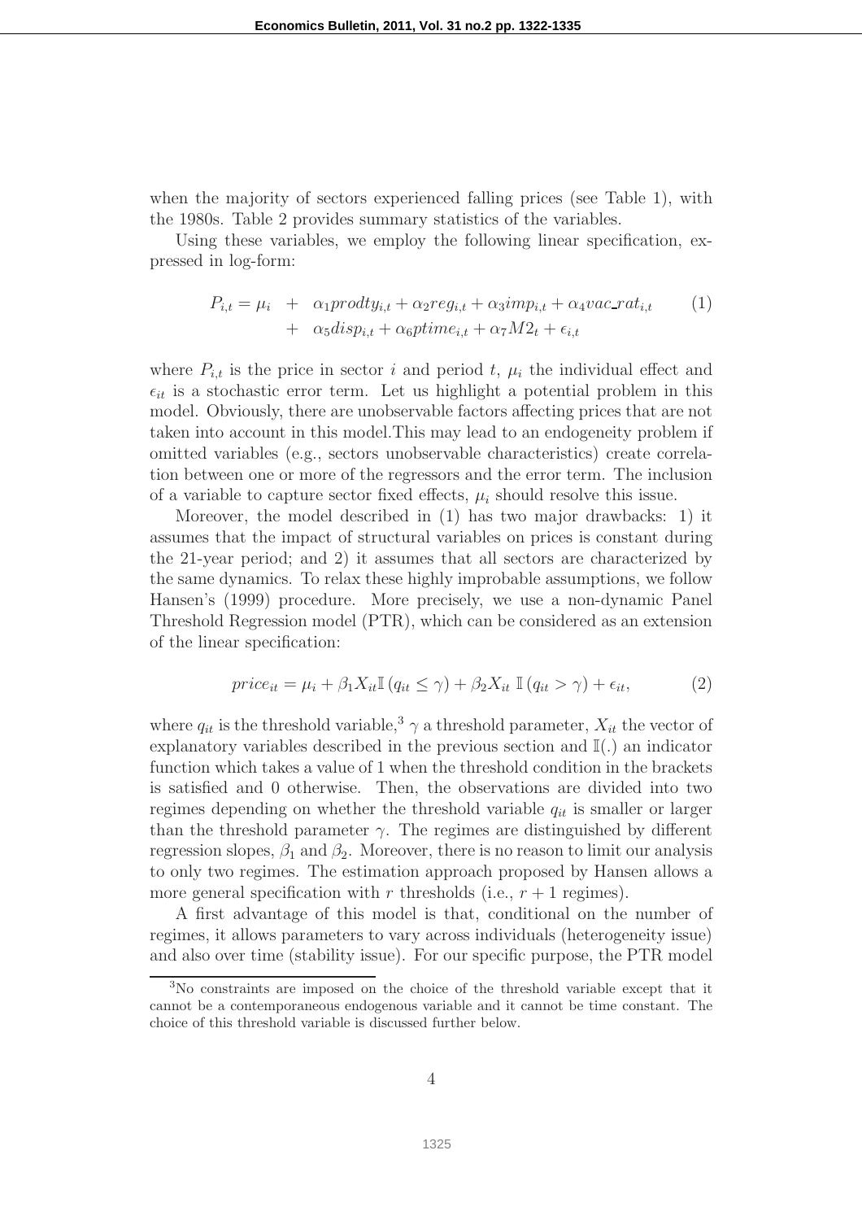when the majority of sectors experienced falling prices (see Table 1), with the 1980s. Table 2 provides summary statistics of the variables.

Using these variables, we employ the following linear specification, expressed in log-form:

$$
\begin{aligned}
P_{i,t} = \mu_i &+ \alpha_1 prodty_{i,t} + \alpha_2 reg_{i,t} + \alpha_3 imp_{i,t} + \alpha_4 vac\_rat_{i,t} \\
&+ \alpha_5 disp_{i,t} + \alpha_6 ptime_{i,t} + \alpha_7 M2_t + \epsilon_{i,t}
\end{aligned} \tag{1}
$$

where $P_{i,t}$ is the price in sector $i$ and period $t$, $\mu_i$ the individual effect and $\epsilon_{it}$ is a stochastic error term. Let us highlight a potential problem in this model. Obviously, there are unobservable factors affecting prices that are not taken into account in this model.This may lead to an endogeneity problem if omitted variables (e.g., sectors unobservable characteristics) create correlation between one or more of the regressors and the error term. The inclusion of a variable to capture sector fixed effects, $\mu_i$ should resolve this issue.

Moreover, the model described in (1) has two major drawbacks: 1) it assumes that the impact of structural variables on prices is constant during the 21-year period; and 2) it assumes that all sectors are characterized by the same dynamics. To relax these highly improbable assumptions, we follow Hansen's (1999) procedure. More precisely, we use a non-dynamic Panel Threshold Regression model (PTR), which can be considered as an extension of the linear specification:

$$
price_{it} = \mu_i + \beta_1 X_{it} \mathbb{I}\left(q_{it} \leq \gamma\right) + \beta_2 X_{it} \, \mathbb{I}\left(q_{it} > \gamma\right) + \epsilon_{it}, \tag{2}
$$

where $q_{it}$ is the threshold variable,[3] $\gamma$ a threshold parameter, $X_{it}$ the vector of explanatory variables described in the previous section and $\mathbb{I}(.)$ an indicator function which takes a value of 1 when the threshold condition in the brackets is satisfied and 0 otherwise. Then, the observations are divided into two regimes depending on whether the threshold variable $q_{it}$ is smaller or larger than the threshold parameter $\gamma$. The regimes are distinguished by different regression slopes, $\beta_1$ and $\beta_2$. Moreover, there is no reason to limit our analysis to only two regimes. The estimation approach proposed by Hansen allows a more general specification with $r$ thresholds (i.e., $r + 1$ regimes).

A first advantage of this model is that, conditional on the number of regimes, it allows parameters to vary across individuals (heterogeneity issue) and also over time (stability issue). For our specific purpose, the PTR model

[3] No constraints are imposed on the choice of the threshold variable except that it cannot be a contemporaneous endogenous variable and it cannot be time constant. The choice of this threshold variable is discussed further below.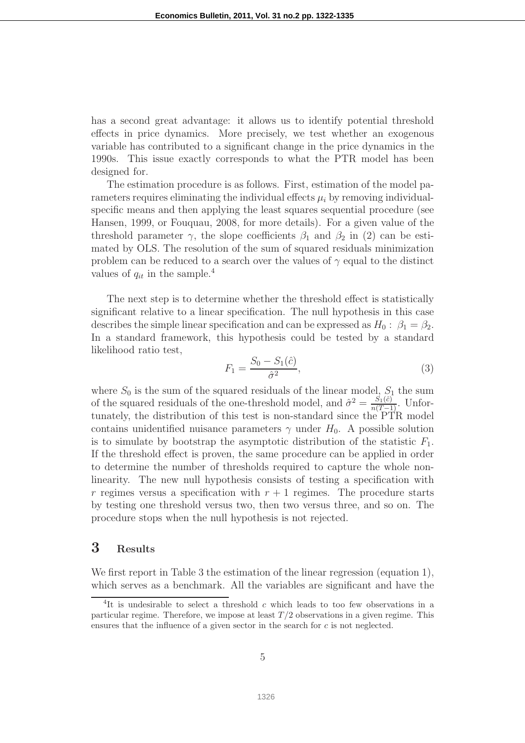has a second great advantage: it allows us to identify potential threshold effects in price dynamics. More precisely, we test whether an exogenous variable has contributed to a significant change in the price dynamics in the 1990s. This issue exactly corresponds to what the PTR model has been designed for.

The estimation procedure is as follows. First, estimation of the model parameters requires eliminating the individual effects $\mu_i$ by removing individual-specific means and then applying the least squares sequential procedure (see Hansen, 1999, or Fouquau, 2008, for more details). For a given value of the threshold parameter $\gamma$, the slope coefficients $\beta_1$ and $\beta_2$ in (2) can be estimated by OLS. The resolution of the sum of squared residuals minimization problem can be reduced to a search over the values of $\gamma$ equal to the distinct values of $q_{it}$ in the sample.[4]

The next step is to determine whether the threshold effect is statistically significant relative to a linear specification. The null hypothesis in this case describes the simple linear specification and can be expressed as $H_0: \ \beta_1 = \beta_2$. In a standard framework, this hypothesis could be tested by a standard likelihood ratio test,

$$F_1 = \frac{S_0 - S_1(\hat{c})}{\hat{\sigma}^2}, \tag{3}$$

where $S_0$ is the sum of the squared residuals of the linear model, $S_1$ the sum of the squared residuals of the one-threshold model, and $\hat{\sigma}^2 = \frac{S_1(\hat{c})}{n(T-1)}$. Unfortunately, the distribution of this test is non-standard since the PTR model contains unidentified nuisance parameters $\gamma$ under $H_0$. A possible solution is to simulate by bootstrap the asymptotic distribution of the statistic $F_1$. If the threshold effect is proven, the same procedure can be applied in order to determine the number of thresholds required to capture the whole non-linearity. The new null hypothesis consists of testing a specification with $r$ regimes versus a specification with $r+1$ regimes. The procedure starts by testing one threshold versus two, then two versus three, and so on. The procedure stops when the null hypothesis is not rejected.

# 3 Results

We first report in Table 3 the estimation of the linear regression (equation 1), which serves as a benchmark. All the variables are significant and have the

[4] It is undesirable to select a threshold $c$ which leads to too few observations in a particular regime. Therefore, we impose at least $T/2$ observations in a given regime. This ensures that the influence of a given sector in the search for $c$ is not neglected.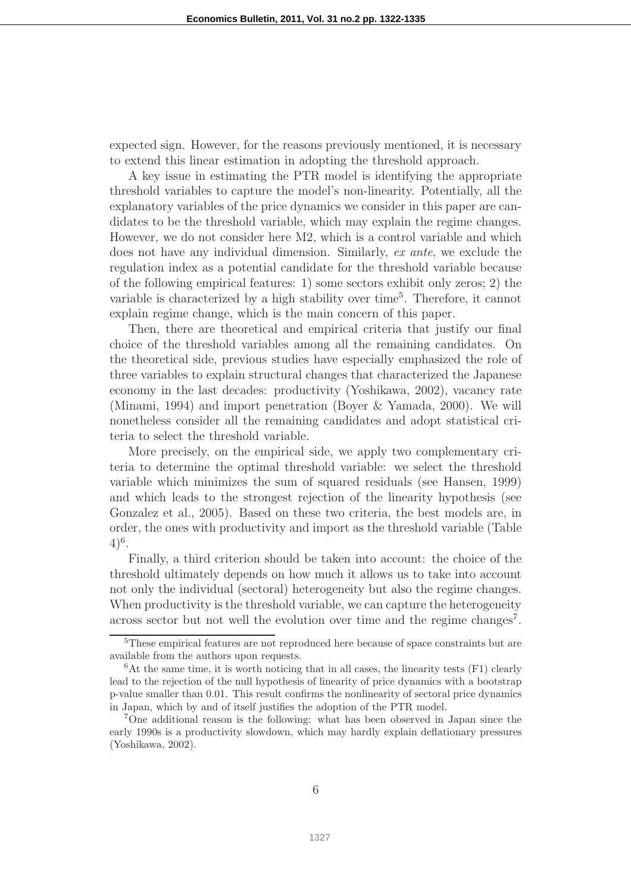expected sign. However, for the reasons previously mentioned, it is necessary to extend this linear estimation in adopting the threshold approach.

A key issue in estimating the PTR model is identifying the appropriate threshold variables to capture the model's non-linearity. Potentially, all the explanatory variables of the price dynamics we consider in this paper are candidates to be the threshold variable, which may explain the regime changes. However, we do not consider here M2, which is a control variable and which does not have any individual dimension. Similarly, *ex ante*, we exclude the regulation index as a potential candidate for the threshold variable because of the following empirical features: 1) some sectors exhibit only zeros; 2) the variable is characterized by a high stability over time[5]. Therefore, it cannot explain regime change, which is the main concern of this paper.

Then, there are theoretical and empirical criteria that justify our final choice of the threshold variables among all the remaining candidates. On the theoretical side, previous studies have especially emphasized the role of three variables to explain structural changes that characterized the Japanese economy in the last decades: productivity (Yoshikawa, 2002), vacancy rate (Minami, 1994) and import penetration (Boyer & Yamada, 2000). We will nonetheless consider all the remaining candidates and adopt statistical criteria to select the threshold variable.

More precisely, on the empirical side, we apply two complementary criteria to determine the optimal threshold variable: we select the threshold variable which minimizes the sum of squared residuals (see Hansen, 1999) and which leads to the strongest rejection of the linearity hypothesis (see Gonzalez et al., 2005). Based on these two criteria, the best models are, in order, the ones with productivity and import as the threshold variable (Table 4)[6].

Finally, a third criterion should be taken into account: the choice of the threshold ultimately depends on how much it allows us to take into account not only the individual (sectoral) heterogeneity but also the regime changes. When productivity is the threshold variable, we can capture the heterogeneity across sector but not well the evolution over time and the regime changes[7].

---

[5] These empirical features are not reproduced here because of space constraints but are available from the authors upon requests.

[6] At the same time, it is worth noticing that in all cases, the linearity tests (F1) clearly lead to the rejection of the null hypothesis of linearity of price dynamics with a bootstrap p-value smaller than 0.01. This result confirms the nonlinearity of sectoral price dynamics in Japan, which by and of itself justifies the adoption of the PTR model.

[7] One additional reason is the following: what has been observed in Japan since the early 1990s is a productivity slowdown, which may hardly explain deflationary pressures (Yoshikawa, 2002).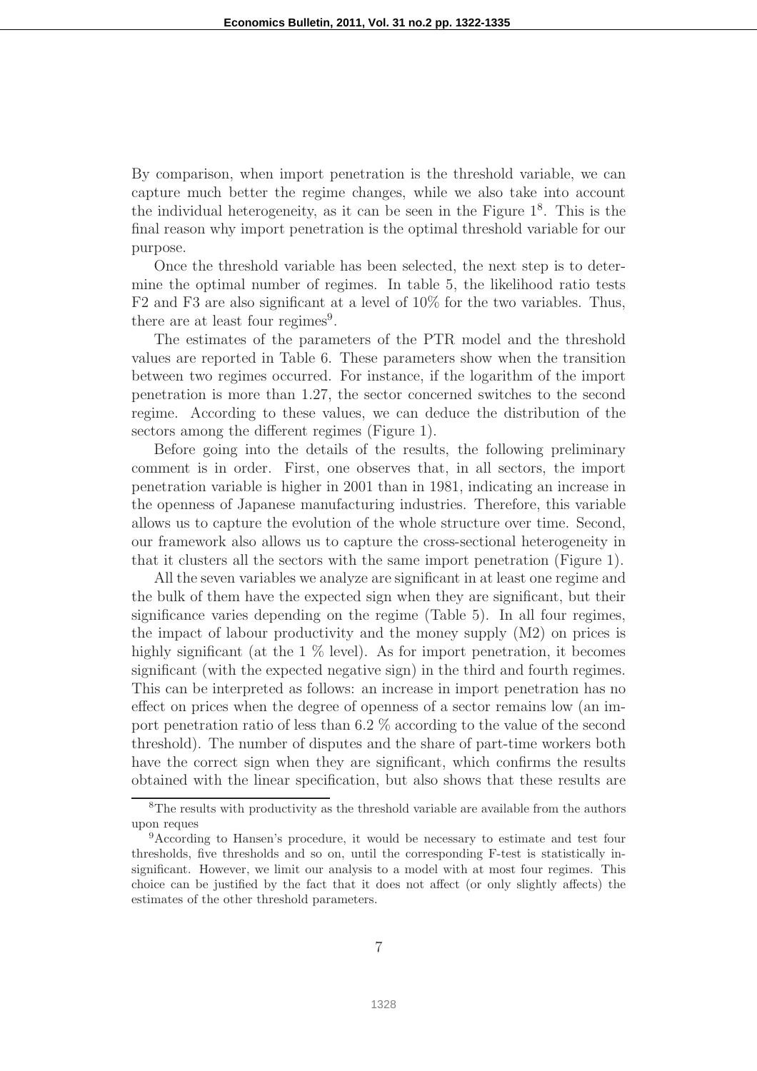By comparison, when import penetration is the threshold variable, we can capture much better the regime changes, while we also take into account the individual heterogeneity, as it can be seen in the Figure 1[8]. This is the final reason why import penetration is the optimal threshold variable for our purpose.

Once the threshold variable has been selected, the next step is to determine the optimal number of regimes. In table 5, the likelihood ratio tests F2 and F3 are also significant at a level of 10% for the two variables. Thus, there are at least four regimes[9].

The estimates of the parameters of the PTR model and the threshold values are reported in Table 6. These parameters show when the transition between two regimes occurred. For instance, if the logarithm of the import penetration is more than 1.27, the sector concerned switches to the second regime. According to these values, we can deduce the distribution of the sectors among the different regimes (Figure 1).

Before going into the details of the results, the following preliminary comment is in order. First, one observes that, in all sectors, the import penetration variable is higher in 2001 than in 1981, indicating an increase in the openness of Japanese manufacturing industries. Therefore, this variable allows us to capture the evolution of the whole structure over time. Second, our framework also allows us to capture the cross-sectional heterogeneity in that it clusters all the sectors with the same import penetration (Figure 1).

All the seven variables we analyze are significant in at least one regime and the bulk of them have the expected sign when they are significant, but their significance varies depending on the regime (Table 5). In all four regimes, the impact of labour productivity and the money supply (M2) on prices is highly significant (at the 1 % level). As for import penetration, it becomes significant (with the expected negative sign) in the third and fourth regimes. This can be interpreted as follows: an increase in import penetration has no effect on prices when the degree of openness of a sector remains low (an import penetration ratio of less than 6.2 % according to the value of the second threshold). The number of disputes and the share of part-time workers both have the correct sign when they are significant, which confirms the results obtained with the linear specification, but also shows that these results are

---

[8] The results with productivity as the threshold variable are available from the authors upon reques

[9] According to Hansen's procedure, it would be necessary to estimate and test four thresholds, five thresholds and so on, until the corresponding F-test is statistically insignificant. However, we limit our analysis to a model with at most four regimes. This choice can be justified by the fact that it does not affect (or only slightly affects) the estimates of the other threshold parameters.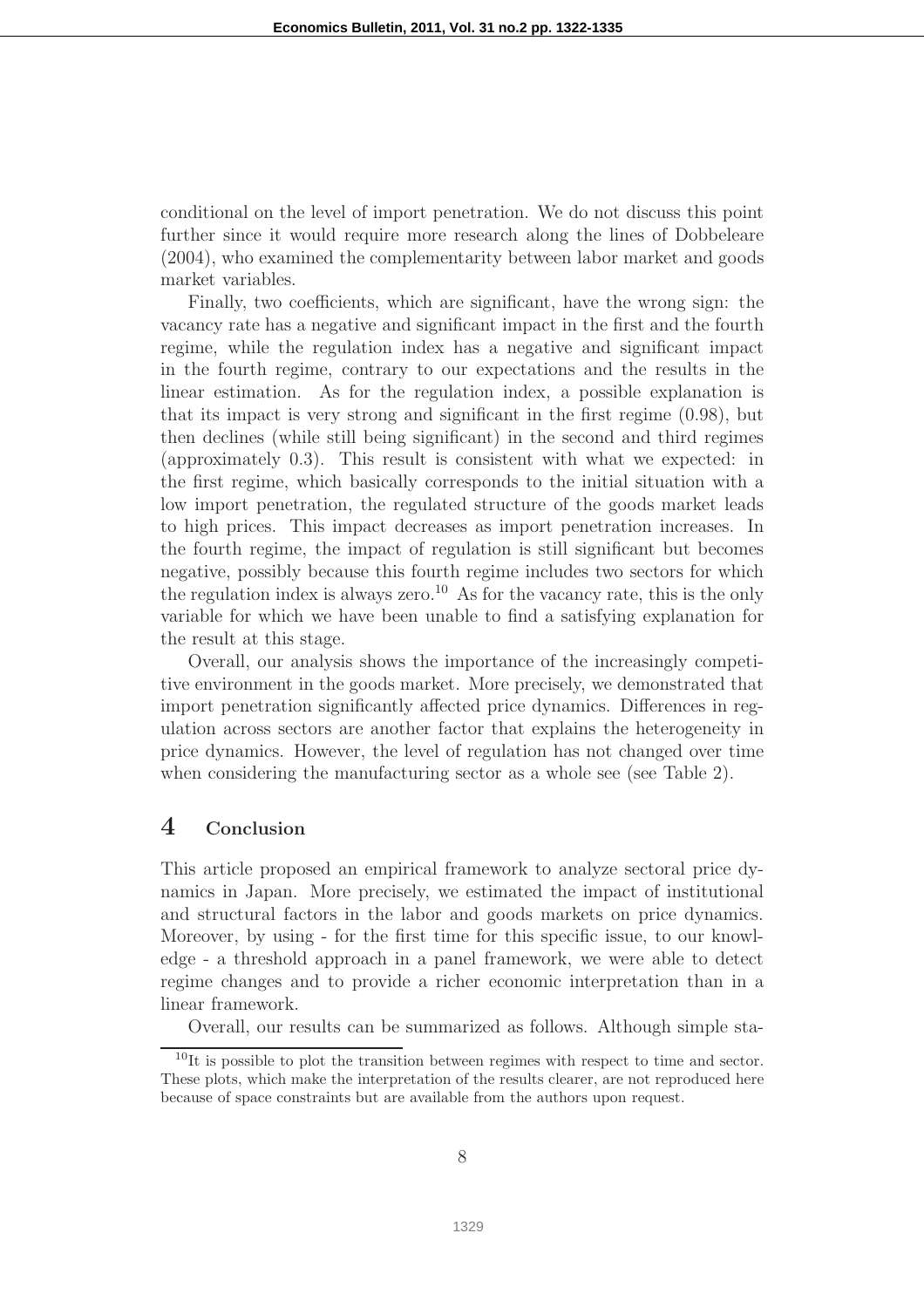conditional on the level of import penetration. We do not discuss this point further since it would require more research along the lines of Dobbeleare (2004), who examined the complementarity between labor market and goods market variables.

Finally, two coefficients, which are significant, have the wrong sign: the vacancy rate has a negative and significant impact in the first and the fourth regime, while the regulation index has a negative and significant impact in the fourth regime, contrary to our expectations and the results in the linear estimation. As for the regulation index, a possible explanation is that its impact is very strong and significant in the first regime (0.98), but then declines (while still being significant) in the second and third regimes (approximately 0.3). This result is consistent with what we expected: in the first regime, which basically corresponds to the initial situation with a low import penetration, the regulated structure of the goods market leads to high prices. This impact decreases as import penetration increases. In the fourth regime, the impact of regulation is still significant but becomes negative, possibly because this fourth regime includes two sectors for which the regulation index is always zero.[10] As for the vacancy rate, this is the only variable for which we have been unable to find a satisfying explanation for the result at this stage.

Overall, our analysis shows the importance of the increasingly competitive environment in the goods market. More precisely, we demonstrated that import penetration significantly affected price dynamics. Differences in regulation across sectors are another factor that explains the heterogeneity in price dynamics. However, the level of regulation has not changed over time when considering the manufacturing sector as a whole see (see Table 2).

# 4 Conclusion

This article proposed an empirical framework to analyze sectoral price dynamics in Japan. More precisely, we estimated the impact of institutional and structural factors in the labor and goods markets on price dynamics. Moreover, by using - for the first time for this specific issue, to our knowledge - a threshold approach in a panel framework, we were able to detect regime changes and to provide a richer economic interpretation than in a linear framework.

Overall, our results can be summarized as follows. Although simple sta-

[10]It is possible to plot the transition between regimes with respect to time and sector. These plots, which make the interpretation of the results clearer, are not reproduced here because of space constraints but are available from the authors upon request.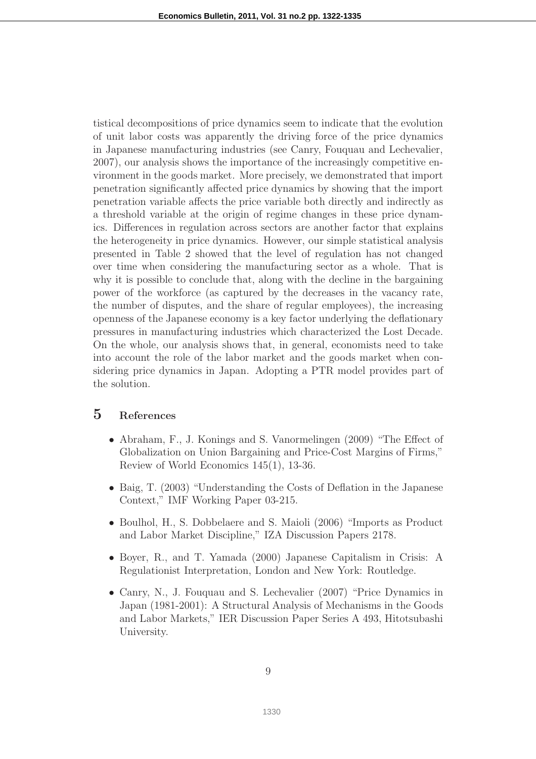tistical decompositions of price dynamics seem to indicate that the evolution of unit labor costs was apparently the driving force of the price dynamics in Japanese manufacturing industries (see Canry, Fouquau and Lechevalier, 2007), our analysis shows the importance of the increasingly competitive environment in the goods market. More precisely, we demonstrated that import penetration significantly affected price dynamics by showing that the import penetration variable affects the price variable both directly and indirectly as a threshold variable at the origin of regime changes in these price dynamics. Differences in regulation across sectors are another factor that explains the heterogeneity in price dynamics. However, our simple statistical analysis presented in Table 2 showed that the level of regulation has not changed over time when considering the manufacturing sector as a whole. That is why it is possible to conclude that, along with the decline in the bargaining power of the workforce (as captured by the decreases in the vacancy rate, the number of disputes, and the share of regular employees), the increasing openness of the Japanese economy is a key factor underlying the deflationary pressures in manufacturing industries which characterized the Lost Decade. On the whole, our analysis shows that, in general, economists need to take into account the role of the labor market and the goods market when considering price dynamics in Japan. Adopting a PTR model provides part of the solution.

# 5 References

- Abraham, F., J. Konings and S. Vanormelingen (2009) "The Effect of Globalization on Union Bargaining and Price-Cost Margins of Firms," Review of World Economics 145(1), 13-36.
- Baig, T. (2003) "Understanding the Costs of Deflation in the Japanese Context," IMF Working Paper 03-215.
- Boulhol, H., S. Dobbelaere and S. Maioli (2006) "Imports as Product and Labor Market Discipline," IZA Discussion Papers 2178.
- Boyer, R., and T. Yamada (2000) Japanese Capitalism in Crisis: A Regulationist Interpretation, London and New York: Routledge.
- Canry, N., J. Fouquau and S. Lechevalier (2007) "Price Dynamics in Japan (1981-2001): A Structural Analysis of Mechanisms in the Goods and Labor Markets," IER Discussion Paper Series A 493, Hitotsubashi University.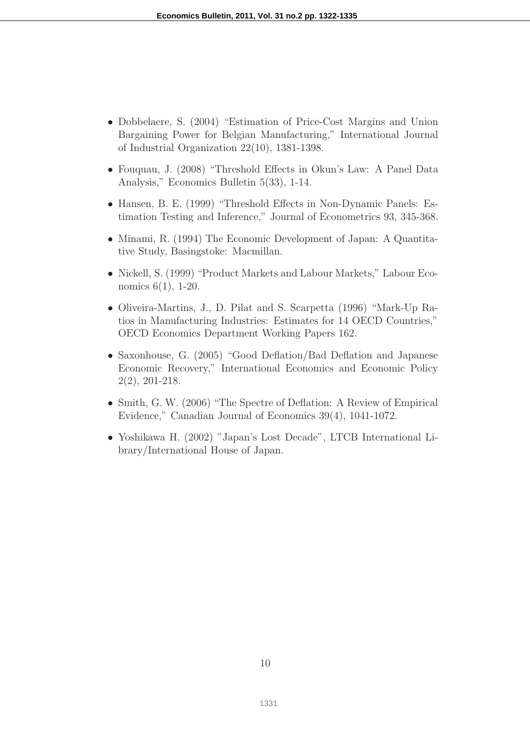- Dobbelaere, S. (2004) "Estimation of Price-Cost Margins and Union Bargaining Power for Belgian Manufacturing," International Journal of Industrial Organization 22(10), 1381-1398.

- Fouquau, J. (2008) "Threshold Effects in Okun's Law: A Panel Data Analysis," Economics Bulletin 5(33), 1-14.

- Hansen, B. E. (1999) "Threshold Effects in Non-Dynamic Panels: Estimation Testing and Inference," Journal of Econometrics 93, 345-368.

- Minami, R. (1994) The Economic Development of Japan: A Quantitative Study, Basingstoke: Macmillan.

- Nickell, S. (1999) "Product Markets and Labour Markets," Labour Economics 6(1), 1-20.

- Oliveira-Martins, J., D. Pilat and S. Scarpetta (1996) "Mark-Up Ratios in Manufacturing Industries: Estimates for 14 OECD Countries," OECD Economics Department Working Papers 162.

- Saxonhouse, G. (2005) "Good Deflation/Bad Deflation and Japanese Economic Recovery," International Economics and Economic Policy 2(2), 201-218.

- Smith, G. W. (2006) "The Spectre of Deflation: A Review of Empirical Evidence," Canadian Journal of Economics 39(4), 1041-1072.

- Yoshikawa H. (2002) "Japan's Lost Decade", LTCB International Library/International House of Japan.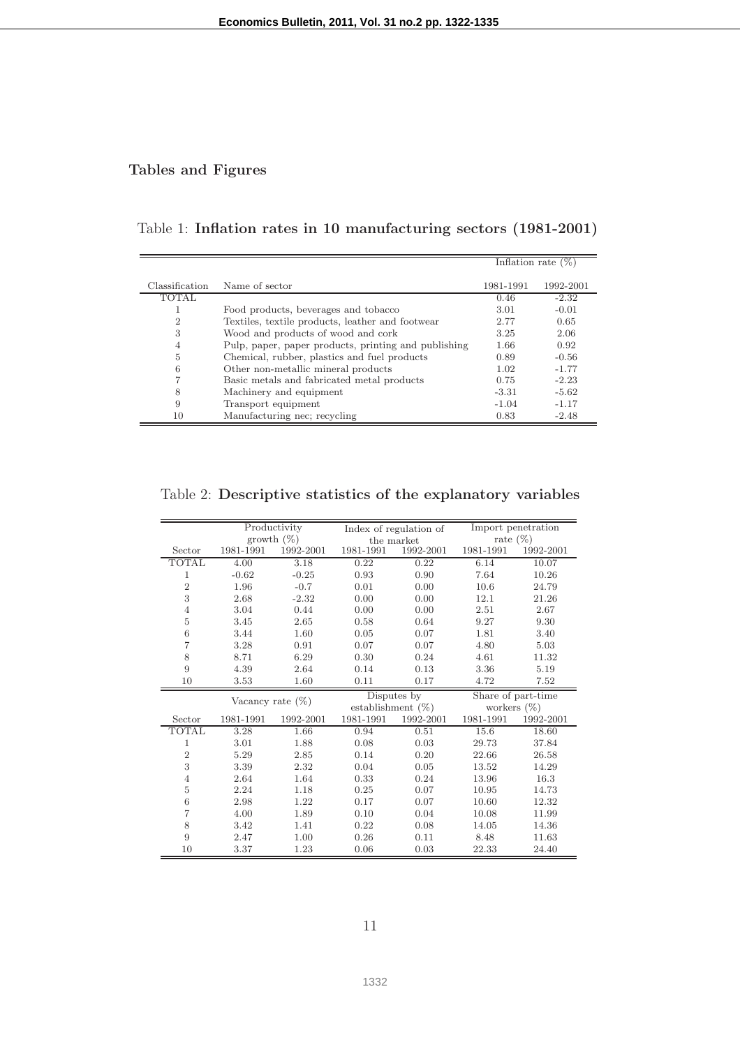## Tables and Figures

Table 1: **Inflation rates in 10 manufacturing sectors (1981-2001)**

| | | Inflation rate (%) | |
|---|---|---|---|
| Classification | Name of sector | 1981-1991 | 1992-2001 |
| TOTAL | | 0.46 | -2.32 |
| 1 | Food products, beverages and tobacco | 3.01 | -0.01 |
| 2 | Textiles, textile products, leather and footwear | 2.77 | 0.65 |
| 3 | Wood and products of wood and cork | 3.25 | 2.06 |
| 4 | Pulp, paper, paper products, printing and publishing | 1.66 | 0.92 |
| 5 | Chemical, rubber, plastics and fuel products | 0.89 | -0.56 |
| 6 | Other non-metallic mineral products | 1.02 | -1.77 |
| 7 | Basic metals and fabricated metal products | 0.75 | -2.23 |
| 8 | Machinery and equipment | -3.31 | -5.62 |
| 9 | Transport equipment | -1.04 | -1.17 |
| 10 | Manufacturing nec; recycling | 0.83 | -2.48 |

Table 2: **Descriptive statistics of the explanatory variables**

| | Productivity growth (%) | | Index of regulation of the market | | Import penetration rate (%) | |
|---|---|---|---|---|---|---|
| Sector | 1981-1991 | 1992-2001 | 1981-1991 | 1992-2001 | 1981-1991 | 1992-2001 |
| TOTAL | 4.00 | 3.18 | 0.22 | 0.22 | 6.14 | 10.07 |
| 1 | -0.62 | -0.25 | 0.93 | 0.90 | 7.64 | 10.26 |
| 2 | 1.96 | -0.7 | 0.01 | 0.00 | 10.6 | 24.79 |
| 3 | 2.68 | -2.32 | 0.00 | 0.00 | 12.1 | 21.26 |
| 4 | 3.04 | 0.44 | 0.00 | 0.00 | 2.51 | 2.67 |
| 5 | 3.45 | 2.65 | 0.58 | 0.64 | 9.27 | 9.30 |
| 6 | 3.44 | 1.60 | 0.05 | 0.07 | 1.81 | 3.40 |
| 7 | 3.28 | 0.91 | 0.07 | 0.07 | 4.80 | 5.03 |
| 8 | 8.71 | 6.29 | 0.30 | 0.24 | 4.61 | 11.32 |
| 9 | 4.39 | 2.64 | 0.14 | 0.13 | 3.36 | 5.19 |
| 10 | 3.53 | 1.60 | 0.11 | 0.17 | 4.72 | 7.52 |
| | Vacancy rate (%) | | Disputes by establishment (%) | | Share of part-time workers (%) | |
| Sector | 1981-1991 | 1992-2001 | 1981-1991 | 1992-2001 | 1981-1991 | 1992-2001 |
| TOTAL | 3.28 | 1.66 | 0.94 | 0.51 | 15.6 | 18.60 |
| 1 | 3.01 | 1.88 | 0.08 | 0.03 | 29.73 | 37.84 |
| 2 | 5.29 | 2.85 | 0.14 | 0.20 | 22.66 | 26.58 |
| 3 | 3.39 | 2.32 | 0.04 | 0.05 | 13.52 | 14.29 |
| 4 | 2.64 | 1.64 | 0.33 | 0.24 | 13.96 | 16.3 |
| 5 | 2.24 | 1.18 | 0.25 | 0.07 | 10.95 | 14.73 |
| 6 | 2.98 | 1.22 | 0.17 | 0.07 | 10.60 | 12.32 |
| 7 | 4.00 | 1.89 | 0.10 | 0.04 | 10.08 | 11.99 |
| 8 | 3.42 | 1.41 | 0.22 | 0.08 | 14.05 | 14.36 |
| 9 | 2.47 | 1.00 | 0.26 | 0.11 | 8.48 | 11.63 |
| 10 | 3.37 | 1.23 | 0.06 | 0.03 | 22.33 | 24.40 |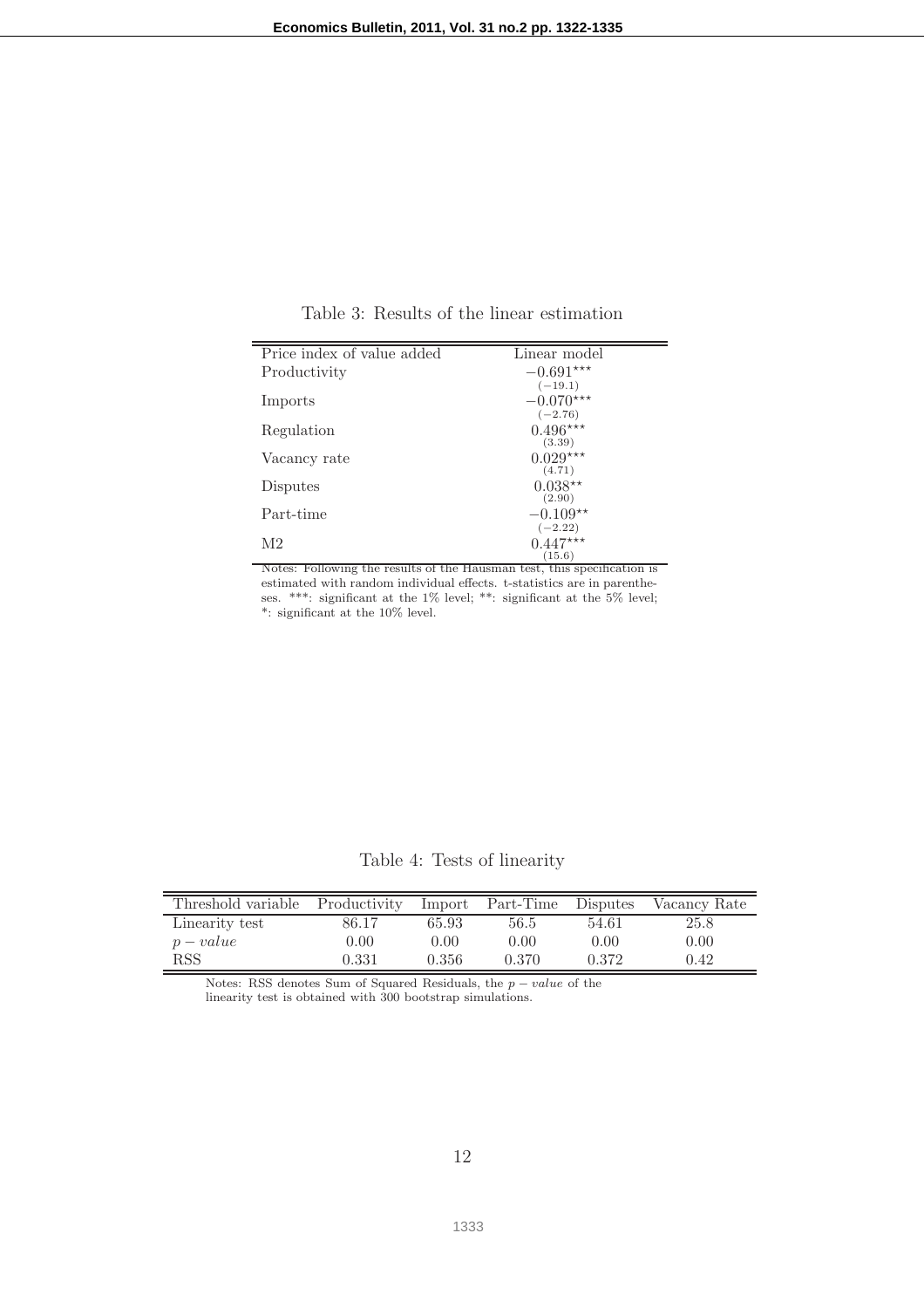Table 3: Results of the linear estimation

| Price index of value added | Linear model |
|---|---|
| Productivity | $-0.691^{***}$ $(-19.1)$ |
| Imports | $-0.070^{***}$ $(-2.76)$ |
| Regulation | $0.496^{***}$ $(3.39)$ |
| Vacancy rate | $0.029^{***}$ $(4.71)$ |
| Disputes | $0.038^{**}$ $(2.90)$ |
| Part-time | $-0.109^{**}$ $(-2.22)$ |
| M2 | $0.447^{***}$ $(15.6)$ |

Notes: Following the results of the Hausman test, this specification is estimated with random individual effects. t-statistics are in parentheses. ***: significant at the 1% level; **: significant at the 5% level; *: significant at the 10% level.

Table 4: Tests of linearity

| Threshold variable | Productivity | Import | Part-Time | Disputes | Vacancy Rate |
|---|---|---|---|---|---|
| Linearity test | 86.17 | 65.93 | 56.5 | 54.61 | 25.8 |
| $p-value$ | 0.00 | 0.00 | 0.00 | 0.00 | 0.00 |
| RSS | 0.331 | 0.356 | 0.370 | 0.372 | 0.42 |

Notes: RSS denotes Sum of Squared Residuals, the $p-value$ of the linearity test is obtained with 300 bootstrap simulations.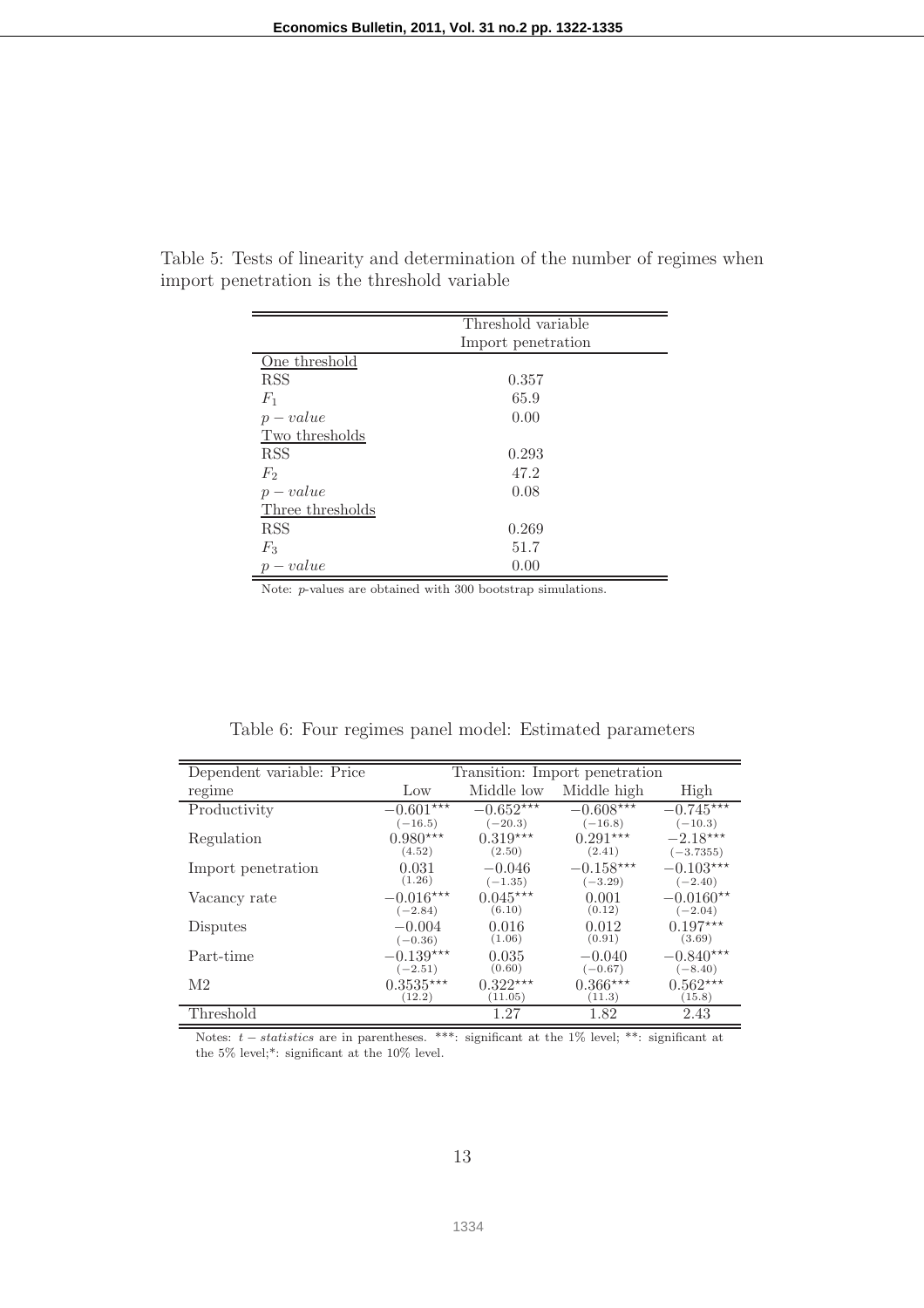Table 5: Tests of linearity and determination of the number of regimes when import penetration is the threshold variable

| | Threshold variable |
|---|---|
| | Import penetration |
| <u>One threshold</u> | |
| RSS | 0.357 |
| $F_1$ | 65.9 |
| $p-value$ | 0.00 |
| <u>Two thresholds</u> | |
| RSS | 0.293 |
| $F_2$ | 47.2 |
| $p-value$ | 0.08 |
| <u>Three thresholds</u> | |
| RSS | 0.269 |
| $F_3$ | 51.7 |
| $p-value$ | 0.00 |

Note: $p$-values are obtained with 300 bootstrap simulations.

Table 6: Four regimes panel model: Estimated parameters

| Dependent variable: Price | Transition: Import penetration | | | |
|---|---|---|---|---|
| regime | Low | Middle low | Middle high | High |
| Productivity | $-0.601^{***}$ (−16.5) | $-0.652^{***}$ (−20.3) | $-0.608^{***}$ (−16.8) | $-0.745^{***}$ (−10.3) |
| Regulation | $0.980^{***}$ (4.52) | $0.319^{***}$ (2.50) | $0.291^{***}$ (2.41) | $-2.18^{***}$ (−3.7355) |
| Import penetration | 0.031 (1.26) | −0.046 (−1.35) | $-0.158^{***}$ (−3.29) | $-0.103^{***}$ (−2.40) |
| Vacancy rate | $-0.016^{***}$ (−2.84) | $0.045^{***}$ (6.10) | 0.001 (0.12) | $-0.0160^{**}$ (−2.04) |
| Disputes | −0.004 (−0.36) | 0.016 (1.06) | 0.012 (0.91) | $0.197^{***}$ (3.69) |
| Part-time | $-0.139^{***}$ (−2.51) | 0.035 (0.60) | −0.040 (−0.67) | $-0.840^{***}$ (−8.40) |
| M2 | $0.3535^{***}$ (12.2) | $0.322^{***}$ (11.05) | $0.366^{***}$ (11.3) | $0.562^{***}$ (15.8) |
| Threshold | | 1.27 | 1.82 | 2.43 |

Notes: $t-statistics$ are in parentheses. ***: significant at the 1% level; **: significant at the 5% level;*: significant at the 10% level.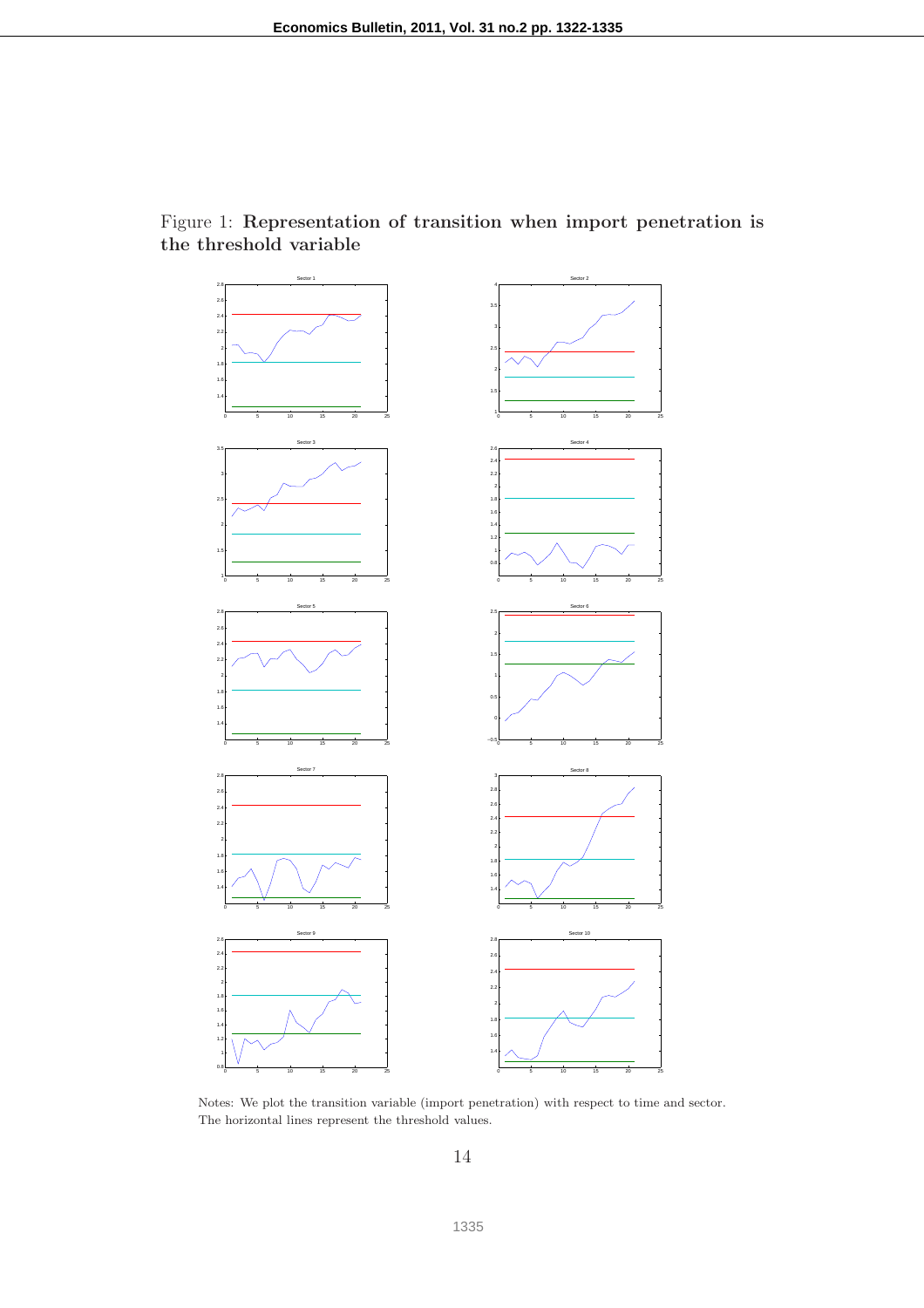Figure 1: **Representation of transition when import penetration is the threshold variable**

Sector 1

Sector 2

Sector 3

Sector 4

Sector 5

Sector 6

Sector 7

Sector 8

Sector 9

Sector 10

Notes: We plot the transition variable (import penetration) with respect to time and sector. The horizontal lines represent the threshold values.